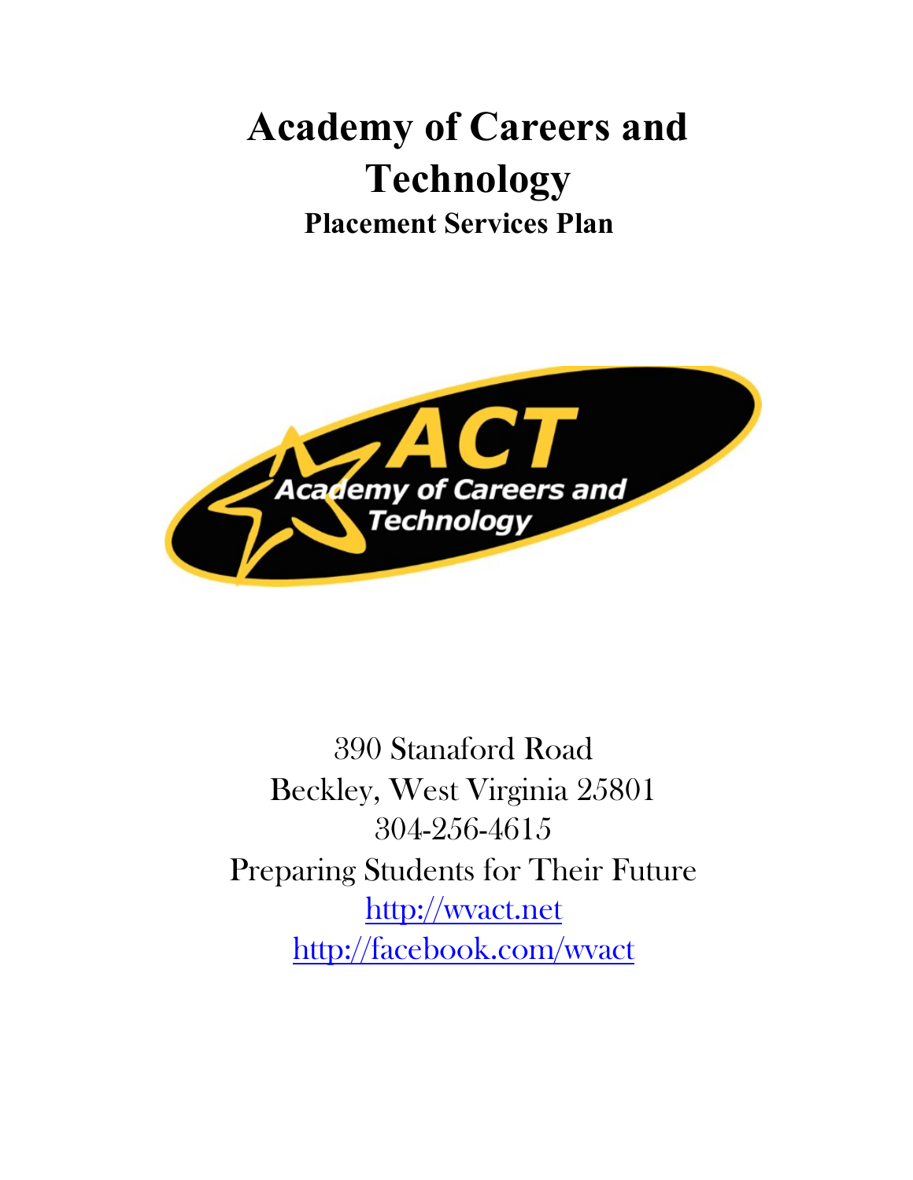# Academy of Careers and Technology

## Placement Services Plan

390 Stanaford Road

Beckley, West Virginia 25801

304-256-4615

Preparing Students for Their Future

[http://wvact.net](http://wvact.net)

[http://facebook.com/wvact](http://facebook.com/wvact)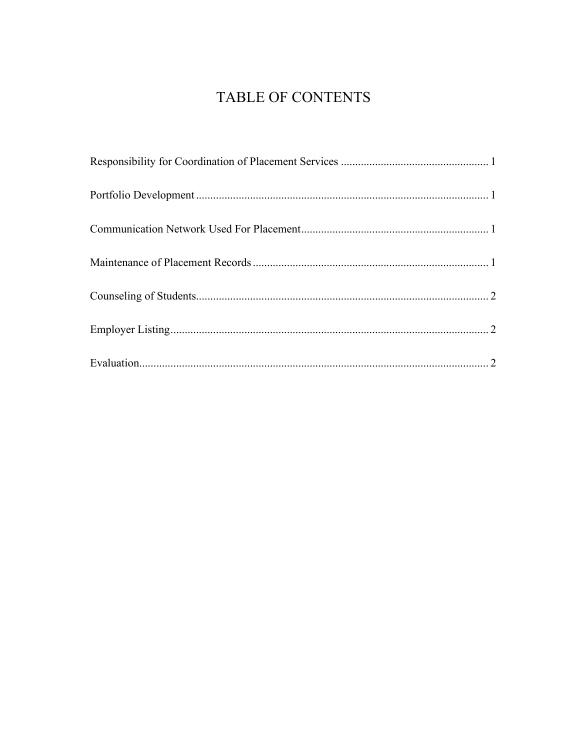# TABLE OF CONTENTS

Responsibility for Coordination of Placement Services .................................................... 1

Portfolio Development ....................................................................................................... 1

Communication Network Used For Placement................................................................. 1

Maintenance of Placement Records .................................................................................. 1

Counseling of Students....................................................................................................... 2

Employer Listing................................................................................................................ 2

Evaluation........................................................................................................................... 2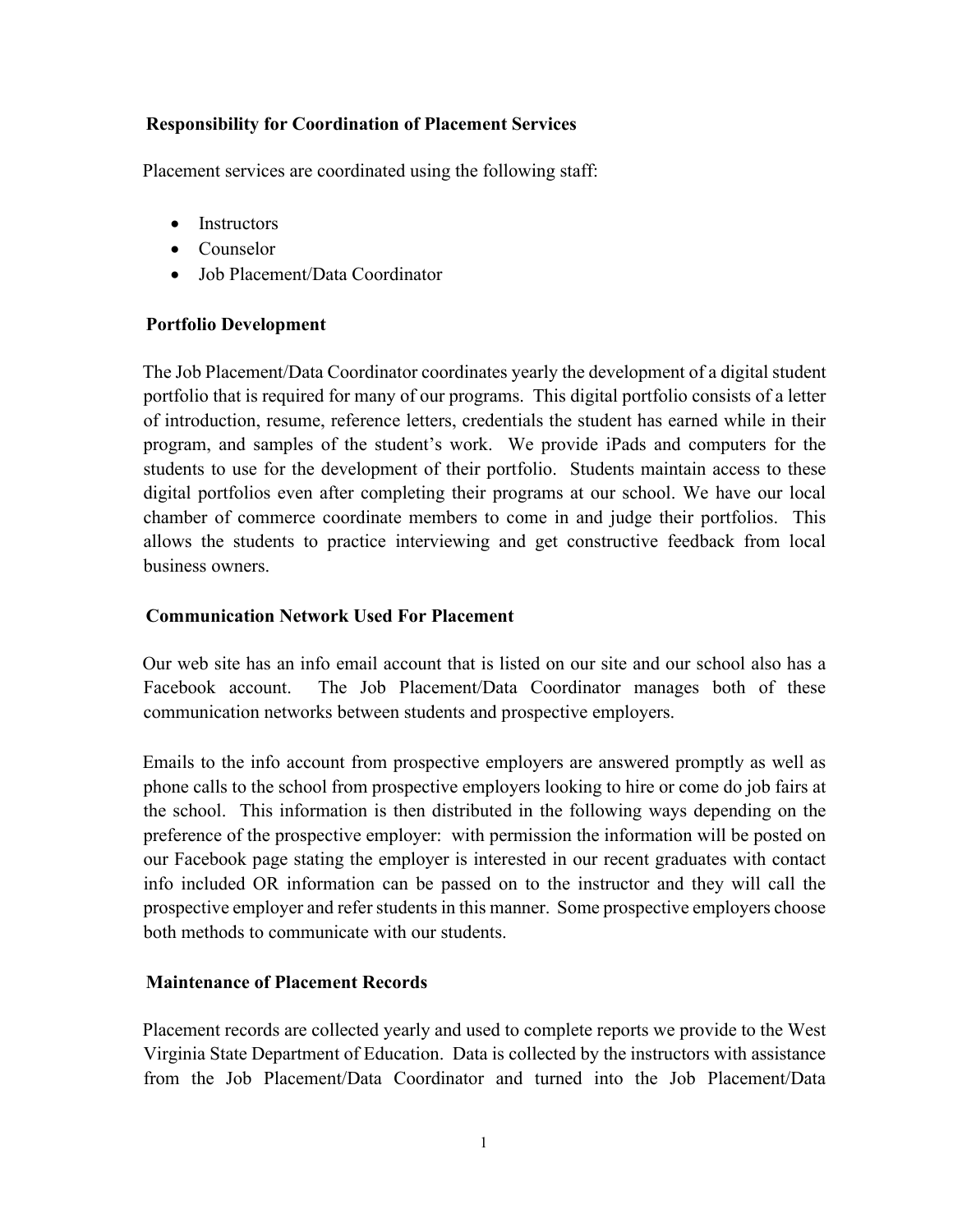### Responsibility for Coordination of Placement Services

Placement services are coordinated using the following staff:

- Instructors
- Counselor
- Job Placement/Data Coordinator

### Portfolio Development

The Job Placement/Data Coordinator coordinates yearly the development of a digital student portfolio that is required for many of our programs. This digital portfolio consists of a letter of introduction, resume, reference letters, credentials the student has earned while in their program, and samples of the student's work. We provide iPads and computers for the students to use for the development of their portfolio. Students maintain access to these digital portfolios even after completing their programs at our school. We have our local chamber of commerce coordinate members to come in and judge their portfolios. This allows the students to practice interviewing and get constructive feedback from local business owners.

### Communication Network Used For Placement

Our web site has an info email account that is listed on our site and our school also has a Facebook account. The Job Placement/Data Coordinator manages both of these communication networks between students and prospective employers.

Emails to the info account from prospective employers are answered promptly as well as phone calls to the school from prospective employers looking to hire or come do job fairs at the school. This information is then distributed in the following ways depending on the preference of the prospective employer: with permission the information will be posted on our Facebook page stating the employer is interested in our recent graduates with contact info included OR information can be passed on to the instructor and they will call the prospective employer and refer students in this manner. Some prospective employers choose both methods to communicate with our students.

### Maintenance of Placement Records

Placement records are collected yearly and used to complete reports we provide to the West Virginia State Department of Education. Data is collected by the instructors with assistance from the Job Placement/Data Coordinator and turned into the Job Placement/Data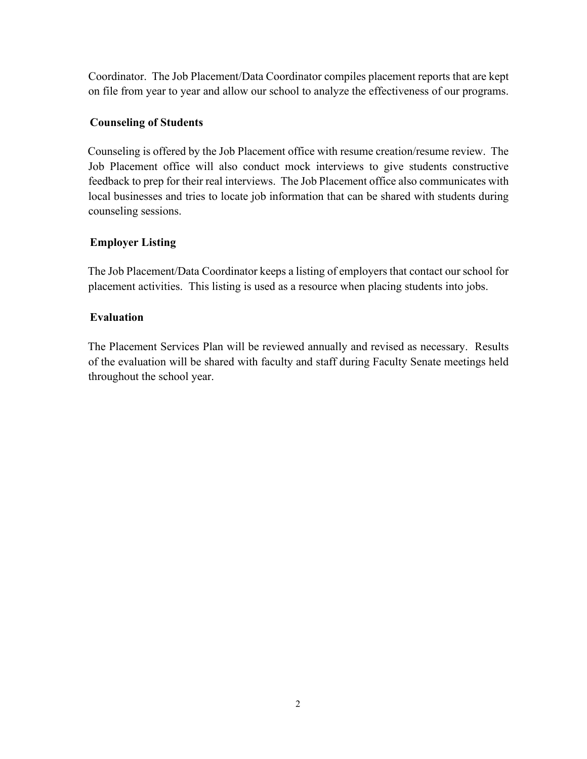Coordinator. The Job Placement/Data Coordinator compiles placement reports that are kept on file from year to year and allow our school to analyze the effectiveness of our programs.

**Counseling of Students**

Counseling is offered by the Job Placement office with resume creation/resume review. The Job Placement office will also conduct mock interviews to give students constructive feedback to prep for their real interviews. The Job Placement office also communicates with local businesses and tries to locate job information that can be shared with students during counseling sessions.

**Employer Listing**

The Job Placement/Data Coordinator keeps a listing of employers that contact our school for placement activities. This listing is used as a resource when placing students into jobs.

**Evaluation**

The Placement Services Plan will be reviewed annually and revised as necessary. Results of the evaluation will be shared with faculty and staff during Faculty Senate meetings held throughout the school year.